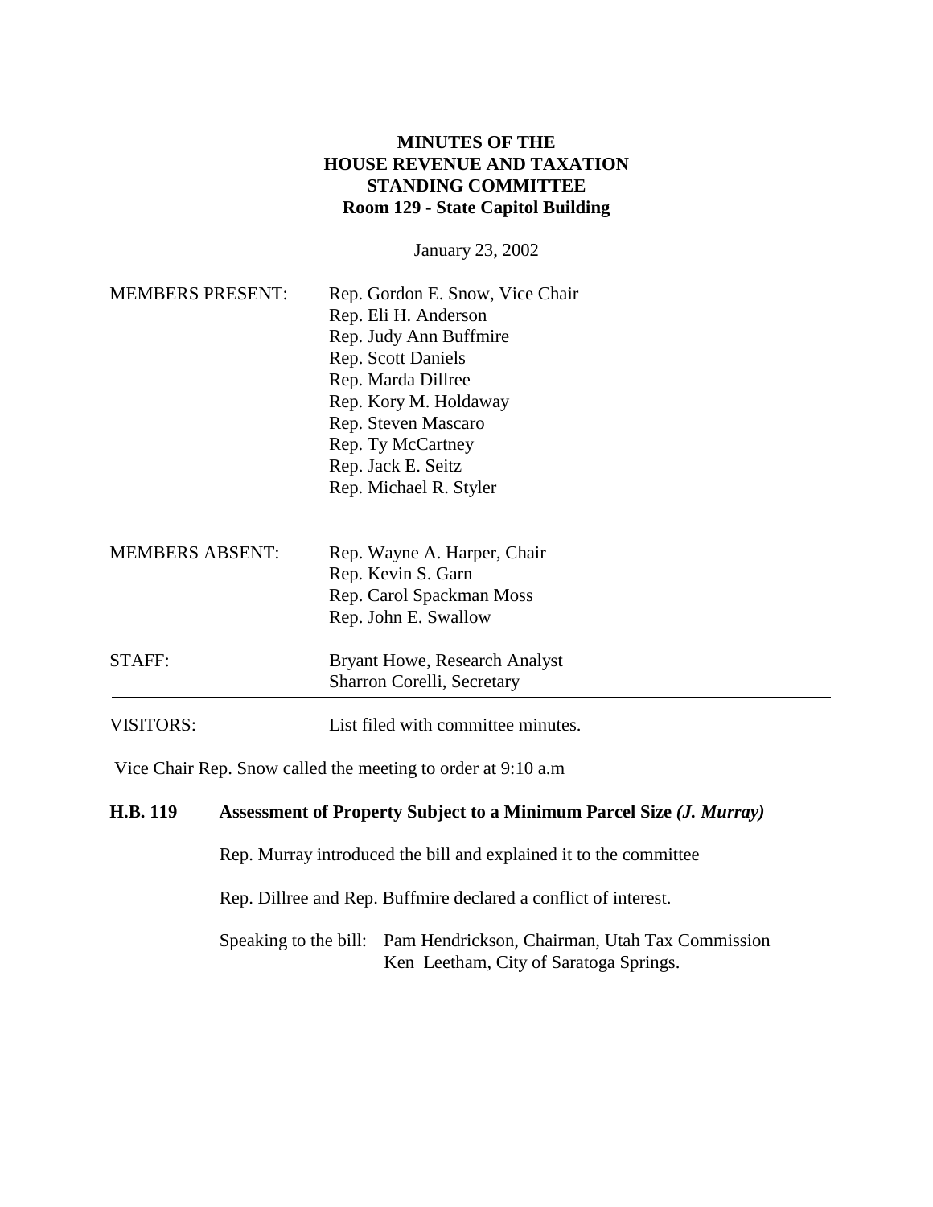**MINUTES OF THE**
**HOUSE REVENUE AND TAXATION**
**STANDING COMMITTEE**
**Room 129 - State Capitol Building**

January 23, 2002

MEMBERS PRESENT: Rep. Gordon E. Snow, Vice Chair
Rep. Eli H. Anderson
Rep. Judy Ann Buffmire
Rep. Scott Daniels
Rep. Marda Dillree
Rep. Kory M. Holdaway
Rep. Steven Mascaro
Rep. Ty McCartney
Rep. Jack E. Seitz
Rep. Michael R. Styler

MEMBERS ABSENT: Rep. Wayne A. Harper, Chair
Rep. Kevin S. Garn
Rep. Carol Spackman Moss
Rep. John E. Swallow

STAFF: Bryant Howe, Research Analyst
Sharron Corelli, Secretary

---

VISITORS: List filed with committee minutes.

Vice Chair Rep. Snow called the meeting to order at 9:10 a.m

**H.B. 119 Assessment of Property Subject to a Minimum Parcel Size *(J. Murray)***

Rep. Murray introduced the bill and explained it to the committee

Rep. Dillree and Rep. Buffmire declared a conflict of interest.

Speaking to the bill: Pam Hendrickson, Chairman, Utah Tax Commission
Ken Leetham, City of Saratoga Springs.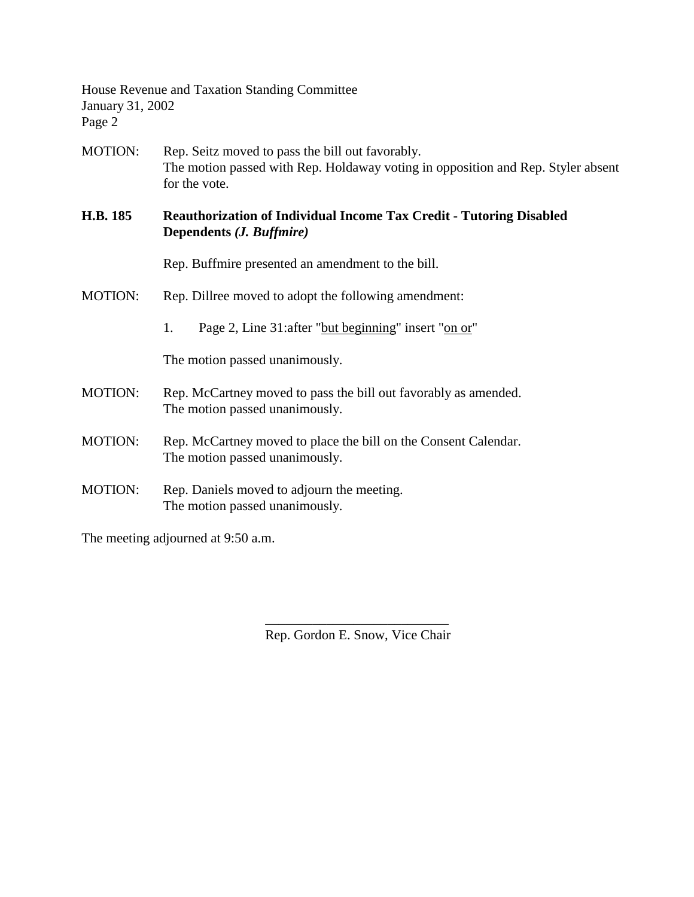MOTION: Rep. Seitz moved to pass the bill out favorably. The motion passed with Rep. Holdaway voting in opposition and Rep. Styler absent for the vote.

**H.B. 185 Reauthorization of Individual Income Tax Credit - Tutoring Disabled Dependents *(J. Buffmire)***

Rep. Buffmire presented an amendment to the bill.

MOTION: Rep. Dillree moved to adopt the following amendment:

1. Page 2, Line 31:after "<u>but beginning</u>" insert "<u>on or</u>"

The motion passed unanimously.

MOTION: Rep. McCartney moved to pass the bill out favorably as amended. The motion passed unanimously.

MOTION: Rep. McCartney moved to place the bill on the Consent Calendar. The motion passed unanimously.

MOTION: Rep. Daniels moved to adjourn the meeting. The motion passed unanimously.

The meeting adjourned at 9:50 a.m.

\_\_\_\_\_\_\_\_\_\_\_\_\_\_\_\_\_\_\_\_\_\_\_\_\_\_\_

Rep. Gordon E. Snow, Vice Chair